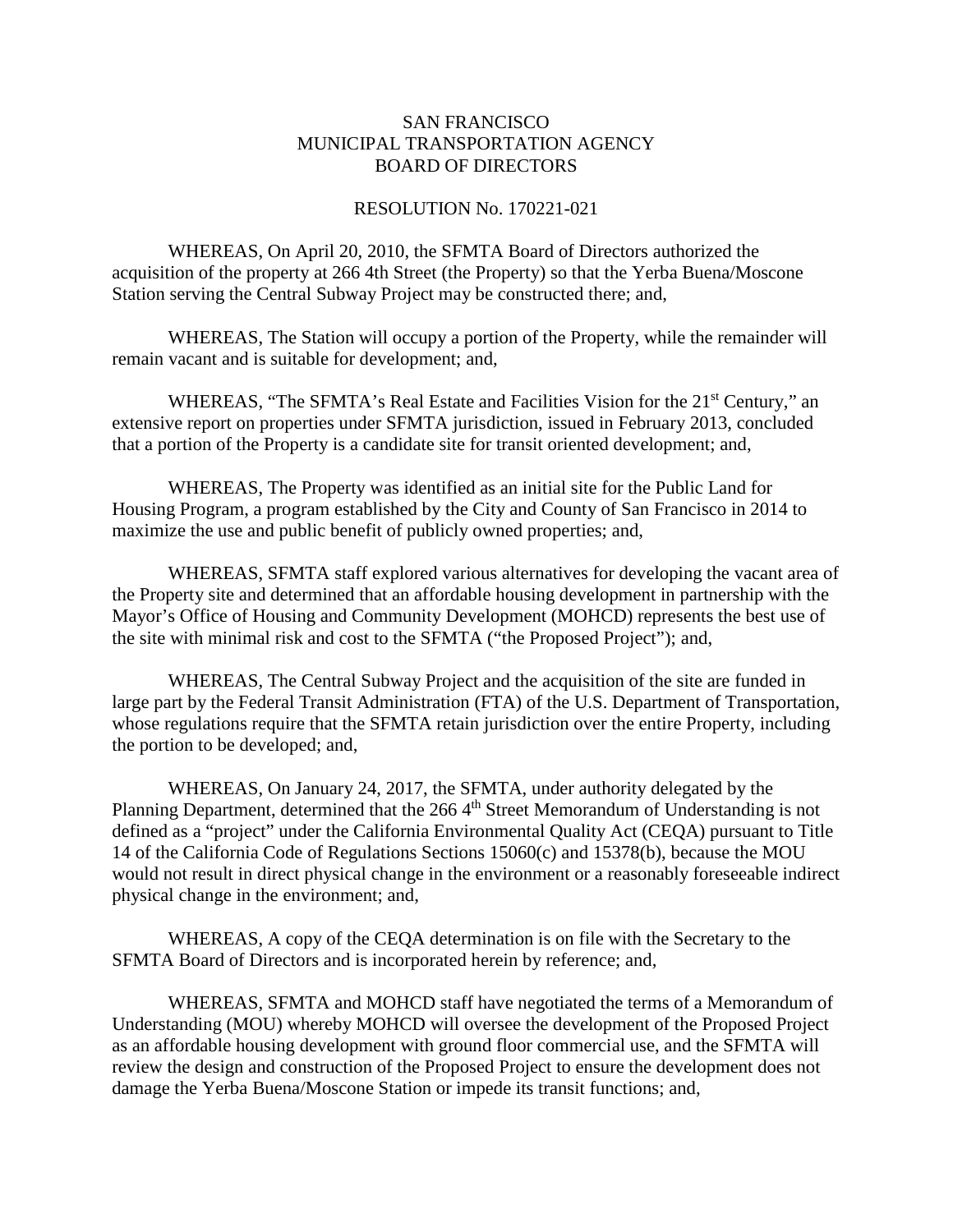# SAN FRANCISCO
# MUNICIPAL TRANSPORTATION AGENCY
# BOARD OF DIRECTORS

## RESOLUTION No. 170221-021

WHEREAS, On April 20, 2010, the SFMTA Board of Directors authorized the acquisition of the property at 266 4th Street (the Property) so that the Yerba Buena/Moscone Station serving the Central Subway Project may be constructed there; and,

WHEREAS, The Station will occupy a portion of the Property, while the remainder will remain vacant and is suitable for development; and,

WHEREAS, "The SFMTA's Real Estate and Facilities Vision for the 21st Century," an extensive report on properties under SFMTA jurisdiction, issued in February 2013, concluded that a portion of the Property is a candidate site for transit oriented development; and,

WHEREAS, The Property was identified as an initial site for the Public Land for Housing Program, a program established by the City and County of San Francisco in 2014 to maximize the use and public benefit of publicly owned properties; and,

WHEREAS, SFMTA staff explored various alternatives for developing the vacant area of the Property site and determined that an affordable housing development in partnership with the Mayor's Office of Housing and Community Development (MOHCD) represents the best use of the site with minimal risk and cost to the SFMTA ("the Proposed Project"); and,

WHEREAS, The Central Subway Project and the acquisition of the site are funded in large part by the Federal Transit Administration (FTA) of the U.S. Department of Transportation, whose regulations require that the SFMTA retain jurisdiction over the entire Property, including the portion to be developed; and,

WHEREAS, On January 24, 2017, the SFMTA, under authority delegated by the Planning Department, determined that the 266 4th Street Memorandum of Understanding is not defined as a "project" under the California Environmental Quality Act (CEQA) pursuant to Title 14 of the California Code of Regulations Sections 15060(c) and 15378(b), because the MOU would not result in direct physical change in the environment or a reasonably foreseeable indirect physical change in the environment; and,

WHEREAS, A copy of the CEQA determination is on file with the Secretary to the SFMTA Board of Directors and is incorporated herein by reference; and,

WHEREAS, SFMTA and MOHCD staff have negotiated the terms of a Memorandum of Understanding (MOU) whereby MOHCD will oversee the development of the Proposed Project as an affordable housing development with ground floor commercial use, and the SFMTA will review the design and construction of the Proposed Project to ensure the development does not damage the Yerba Buena/Moscone Station or impede its transit functions; and,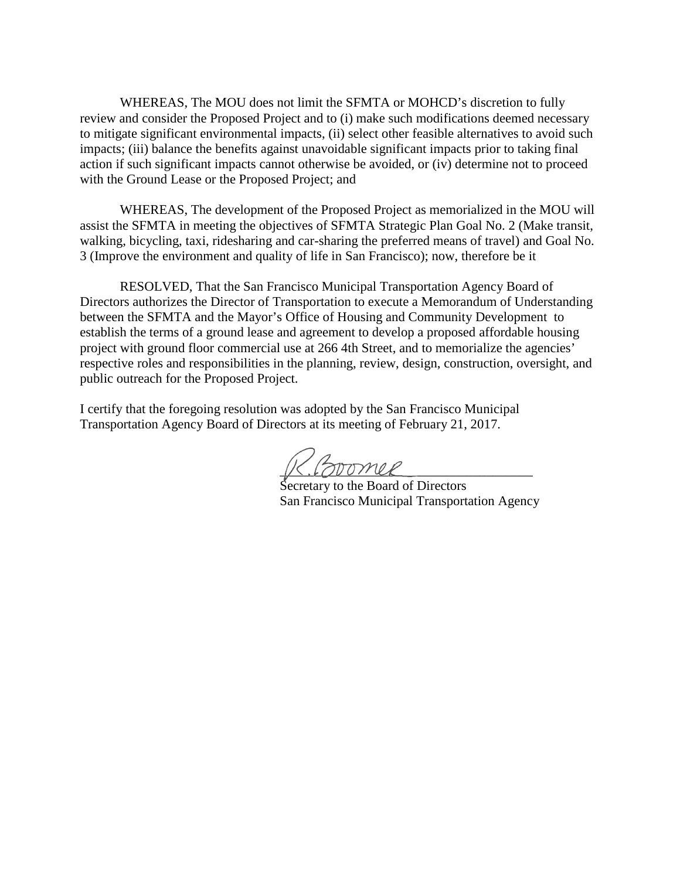WHEREAS, The MOU does not limit the SFMTA or MOHCD's discretion to fully review and consider the Proposed Project and to (i) make such modifications deemed necessary to mitigate significant environmental impacts, (ii) select other feasible alternatives to avoid such impacts; (iii) balance the benefits against unavoidable significant impacts prior to taking final action if such significant impacts cannot otherwise be avoided, or (iv) determine not to proceed with the Ground Lease or the Proposed Project; and

WHEREAS, The development of the Proposed Project as memorialized in the MOU will assist the SFMTA in meeting the objectives of SFMTA Strategic Plan Goal No. 2 (Make transit, walking, bicycling, taxi, ridesharing and car-sharing the preferred means of travel) and Goal No. 3 (Improve the environment and quality of life in San Francisco); now, therefore be it

RESOLVED, That the San Francisco Municipal Transportation Agency Board of Directors authorizes the Director of Transportation to execute a Memorandum of Understanding between the SFMTA and the Mayor's Office of Housing and Community Development to establish the terms of a ground lease and agreement to develop a proposed affordable housing project with ground floor commercial use at 266 4th Street, and to memorialize the agencies' respective roles and responsibilities in the planning, review, design, construction, oversight, and public outreach for the Proposed Project.

I certify that the foregoing resolution was adopted by the San Francisco Municipal Transportation Agency Board of Directors at its meeting of February 21, 2017.

R. Boomer

Secretary to the Board of Directors
San Francisco Municipal Transportation Agency